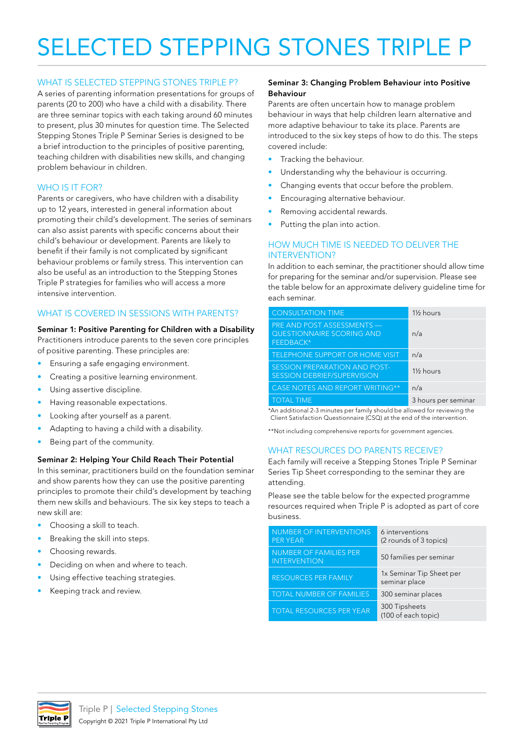# SELECTED STEPPING STONES TRIPLE P

## WHAT IS SELECTED STEPPING STONES TRIPLE P?

A series of parenting information presentations for groups of parents (20 to 200) who have a child with a disability. There are three seminar topics with each taking around 60 minutes to present, plus 30 minutes for question time. The Selected Stepping Stones Triple P Seminar Series is designed to be a brief introduction to the principles of positive parenting, teaching children with disabilities new skills, and changing problem behaviour in children.

## WHO IS IT FOR?

Parents or caregivers, who have children with a disability up to 12 years, interested in general information about promoting their child's development. The series of seminars can also assist parents with specific concerns about their child's behaviour or development. Parents are likely to benefit if their family is not complicated by significant behaviour problems or family stress. This intervention can also be useful as an introduction to the Stepping Stones Triple P strategies for families who will access a more intensive intervention.

## WHAT IS COVERED IN SESSIONS WITH PARENTS?

**Seminar 1: Positive Parenting for Children with a Disability**

Practitioners introduce parents to the seven core principles of positive parenting. These principles are:

- Ensuring a safe engaging environment.
- Creating a positive learning environment.
- Using assertive discipline.
- Having reasonable expectations.
- Looking after yourself as a parent.
- Adapting to having a child with a disability.
- Being part of the community.

**Seminar 2: Helping Your Child Reach Their Potential**

In this seminar, practitioners build on the foundation seminar and show parents how they can use the positive parenting principles to promote their child's development by teaching them new skills and behaviours. The six key steps to teach a new skill are:

- Choosing a skill to teach.
- Breaking the skill into steps.
- Choosing rewards.
- Deciding on when and where to teach.
- Using effective teaching strategies.
- Keeping track and review.

**Seminar 3: Changing Problem Behaviour into Positive Behaviour**

Parents are often uncertain how to manage problem behaviour in ways that help children learn alternative and more adaptive behaviour to take its place. Parents are introduced to the six key steps of how to do this. The steps covered include:

- Tracking the behaviour.
- Understanding why the behaviour is occurring.
- Changing events that occur before the problem.
- Encouraging alternative behaviour.
- Removing accidental rewards.
- Putting the plan into action.

## HOW MUCH TIME IS NEEDED TO DELIVER THE INTERVENTION?

In addition to each seminar, the practitioner should allow time for preparing for the seminar and/or supervision. Please see the table below for an approximate delivery guideline time for each seminar.

| | |
|---|---|
| CONSULTATION TIME | 1½ hours |
| PRE AND POST ASSESSMENTS — QUESTIONNAIRE SCORING AND FEEDBACK* | n/a |
| TELEPHONE SUPPORT OR HOME VISIT | n/a |
| SESSION PREPARATION AND POST-SESSION DEBRIEF/SUPERVISION | 1½ hours |
| CASE NOTES AND REPORT WRITING** | n/a |
| TOTAL TIME | 3 hours per seminar |

*An additional 2-3 minutes per family should be allowed for reviewing the Client Satisfaction Questionnaire (CSQ) at the end of the intervention.

**Not including comprehensive reports for government agencies.

## WHAT RESOURCES DO PARENTS RECEIVE?

Each family will receive a Stepping Stones Triple P Seminar Series Tip Sheet corresponding to the seminar they are attending.

Please see the table below for the expected programme resources required when Triple P is adopted as part of core business.

| | |
|---|---|
| NUMBER OF INTERVENTIONS PER YEAR | 6 interventions (2 rounds of 3 topics) |
| NUMBER OF FAMILIES PER INTERVENTION | 50 families per seminar |
| RESOURCES PER FAMILY | 1x Seminar Tip Sheet per seminar place |
| TOTAL NUMBER OF FAMILIES | 300 seminar places |
| TOTAL RESOURCES PER YEAR | 300 Tipsheets (100 of each topic) |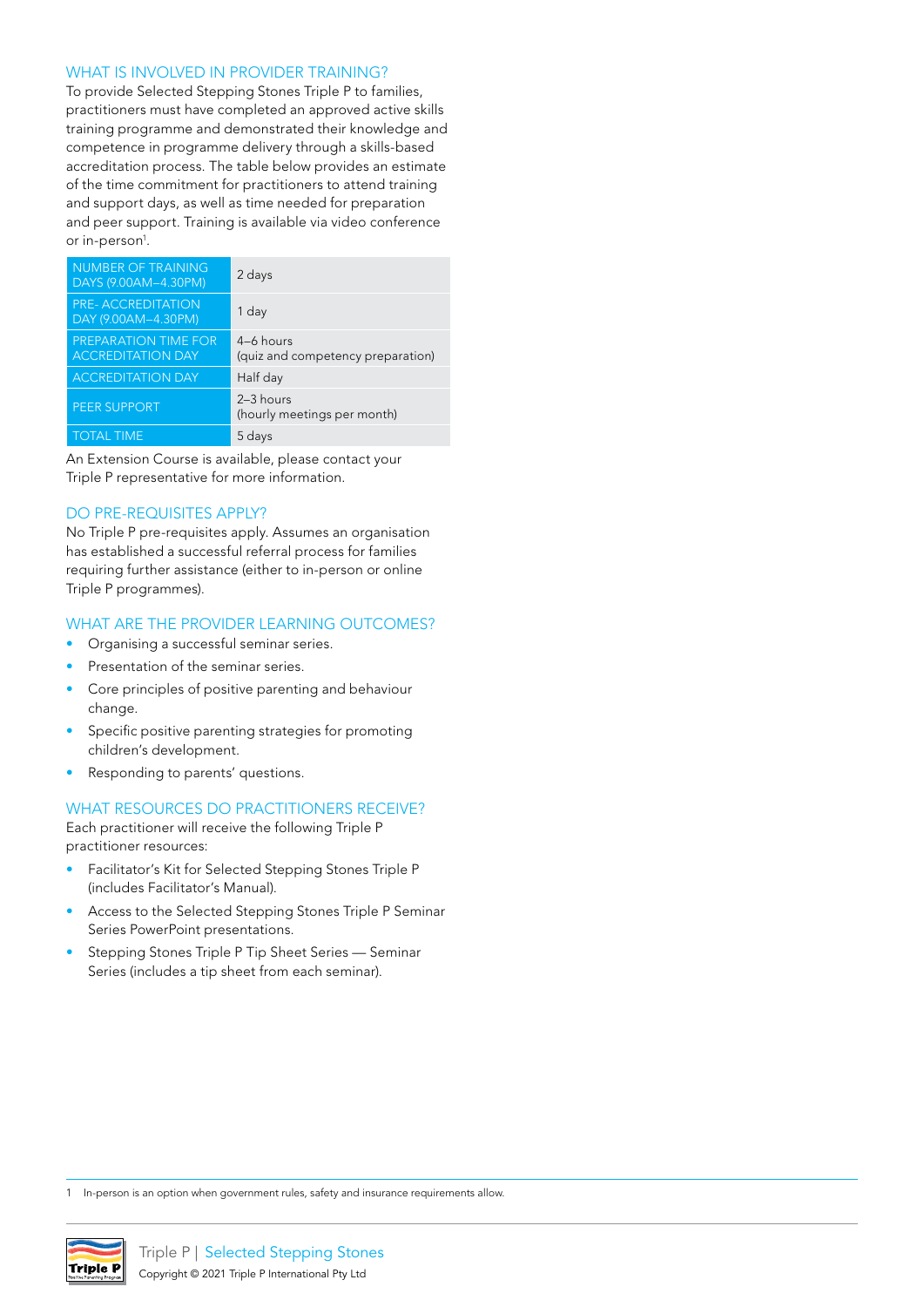## WHAT IS INVOLVED IN PROVIDER TRAINING?

To provide Selected Stepping Stones Triple P to families, practitioners must have completed an approved active skills training programme and demonstrated their knowledge and competence in programme delivery through a skills-based accreditation process. The table below provides an estimate of the time commitment for practitioners to attend training and support days, as well as time needed for preparation and peer support. Training is available via video conference or in-person[1].

| | |
|---|---|
| NUMBER OF TRAINING DAYS (9.00AM–4.30PM) | 2 days |
| PRE- ACCREDITATION DAY (9.00AM–4.30PM) | 1 day |
| PREPARATION TIME FOR ACCREDITATION DAY | 4–6 hours (quiz and competency preparation) |
| ACCREDITATION DAY | Half day |
| PEER SUPPORT | 2–3 hours (hourly meetings per month) |
| TOTAL TIME | 5 days |

An Extension Course is available, please contact your Triple P representative for more information.

## DO PRE-REQUISITES APPLY?

No Triple P pre-requisites apply. Assumes an organisation has established a successful referral process for families requiring further assistance (either to in-person or online Triple P programmes).

## WHAT ARE THE PROVIDER LEARNING OUTCOMES?

- Organising a successful seminar series.
- Presentation of the seminar series.
- Core principles of positive parenting and behaviour change.
- Specific positive parenting strategies for promoting children's development.
- Responding to parents' questions.

## WHAT RESOURCES DO PRACTITIONERS RECEIVE?

Each practitioner will receive the following Triple P practitioner resources:

- Facilitator's Kit for Selected Stepping Stones Triple P (includes Facilitator's Manual).
- Access to the Selected Stepping Stones Triple P Seminar Series PowerPoint presentations.
- Stepping Stones Triple P Tip Sheet Series — Seminar Series (includes a tip sheet from each seminar).

1 In-person is an option when government rules, safety and insurance requirements allow.